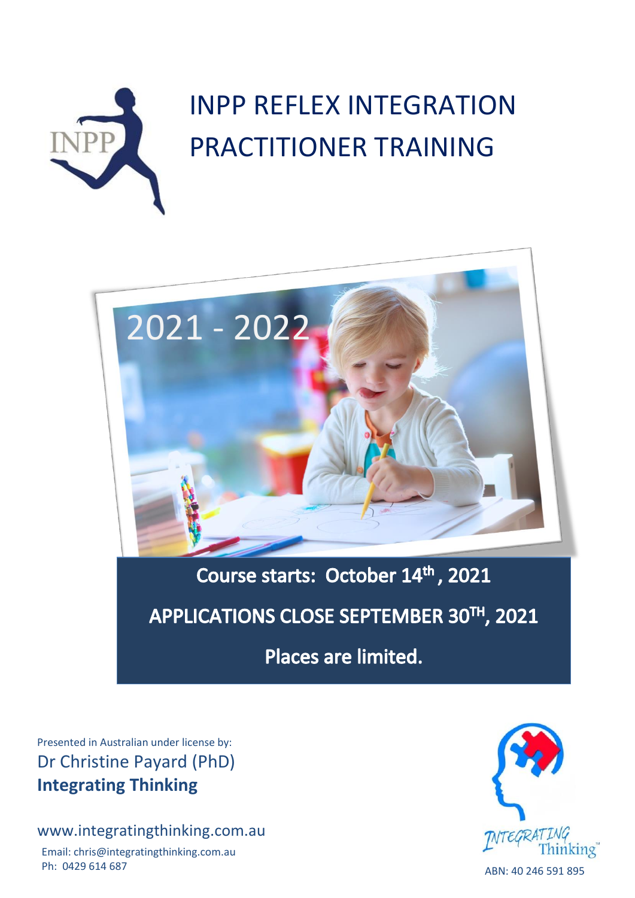# INPP REFLEX INTEGRATION PRACTITIONER TRAINING

2021 - 2022

**Course starts: October 14th, 2021**

**APPLICATIONS CLOSE SEPTEMBER 30TH, 2021**

**Places are limited.**

Presented in Australian under license by:

Dr Christine Payard (PhD)

**Integrating Thinking**

www.integratingthinking.com.au

Email: chris@integratingthinking.com.au

Ph: 0429 614 687

ABN: 40 246 591 895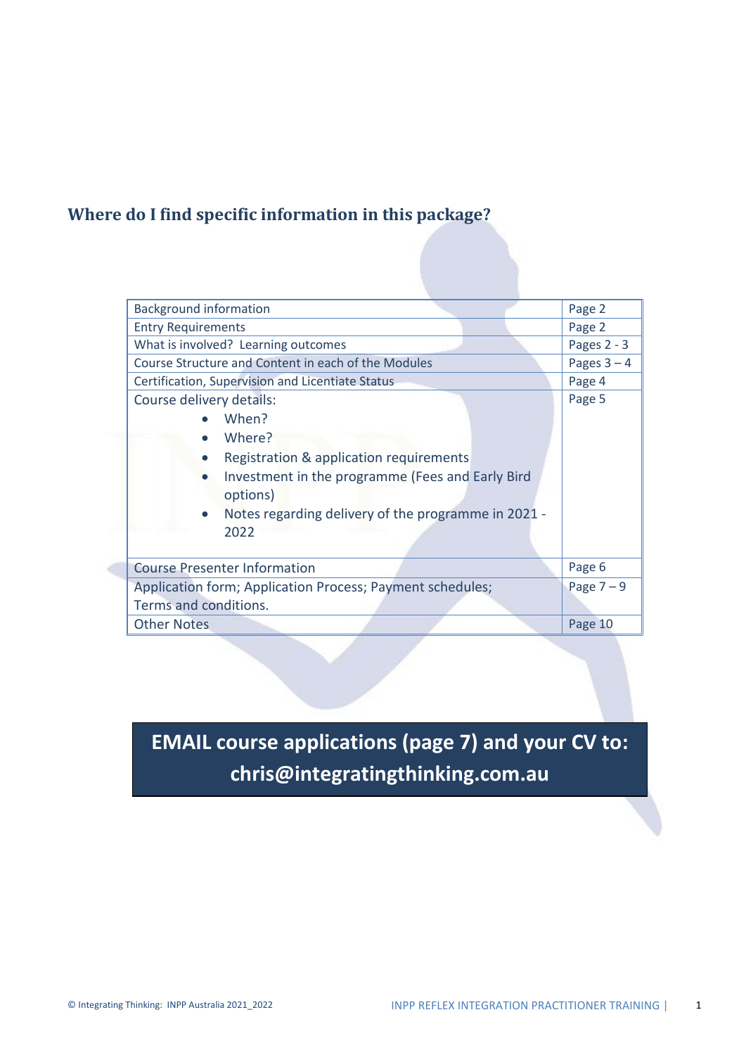## Where do I find specific information in this package?

| | |
|---|---|
| Background information | Page 2 |
| Entry Requirements | Page 2 |
| What is involved? Learning outcomes | Pages 2 - 3 |
| Course Structure and Content in each of the Modules | Pages 3 – 4 |
| Certification, Supervision and Licentiate Status | Page 4 |
| Course delivery details:<br>• When?<br>• Where?<br>• Registration & application requirements<br>• Investment in the programme (Fees and Early Bird options)<br>• Notes regarding delivery of the programme in 2021 - 2022 | Page 5 |
| Course Presenter Information | Page 6 |
| Application form; Application Process; Payment schedules; Terms and conditions. | Page 7 – 9 |
| Other Notes | Page 10 |

**EMAIL course applications (page 7) and your CV to: chris@integratingthinking.com.au**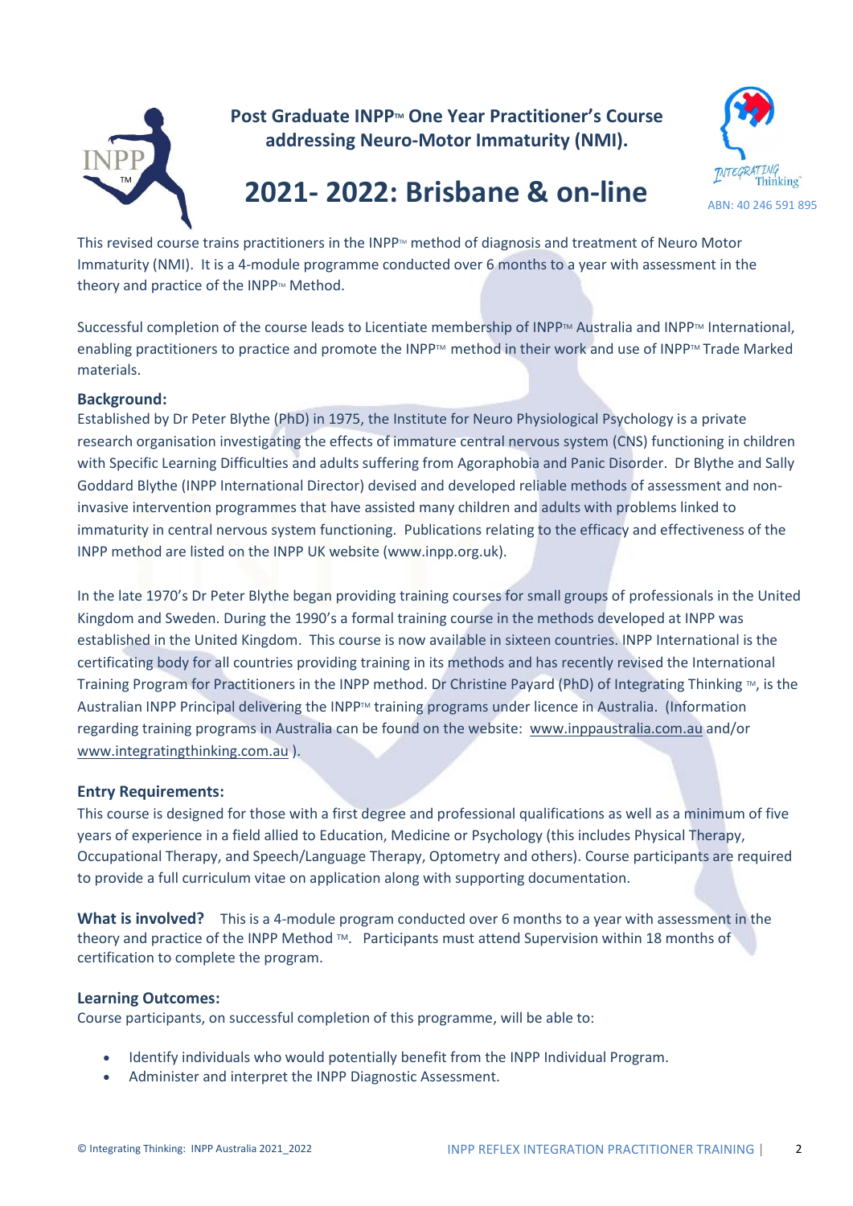# Post Graduate INPP™ One Year Practitioner's Course addressing Neuro-Motor Immaturity (NMI).

## 2021- 2022: Brisbane & on-line

ABN: 40 246 591 895

This revised course trains practitioners in the INPP™ method of diagnosis and treatment of Neuro Motor Immaturity (NMI). It is a 4-module programme conducted over 6 months to a year with assessment in the theory and practice of the INPP™ Method.

Successful completion of the course leads to Licentiate membership of INPP™ Australia and INPP™ International, enabling practitioners to practice and promote the INPP™ method in their work and use of INPP™ Trade Marked materials.

**Background:**

Established by Dr Peter Blythe (PhD) in 1975, the Institute for Neuro Physiological Psychology is a private research organisation investigating the effects of immature central nervous system (CNS) functioning in children with Specific Learning Difficulties and adults suffering from Agoraphobia and Panic Disorder. Dr Blythe and Sally Goddard Blythe (INPP International Director) devised and developed reliable methods of assessment and non-invasive intervention programmes that have assisted many children and adults with problems linked to immaturity in central nervous system functioning. Publications relating to the efficacy and effectiveness of the INPP method are listed on the INPP UK website (www.inpp.org.uk).

In the late 1970's Dr Peter Blythe began providing training courses for small groups of professionals in the United Kingdom and Sweden. During the 1990's a formal training course in the methods developed at INPP was established in the United Kingdom. This course is now available in sixteen countries. INPP International is the certificating body for all countries providing training in its methods and has recently revised the International Training Program for Practitioners in the INPP method. Dr Christine Payard (PhD) of Integrating Thinking ™, is the Australian INPP Principal delivering the INPP™ training programs under licence in Australia. (Information regarding training programs in Australia can be found on the website: www.inppaustralia.com.au and/or www.integratingthinking.com.au ).

**Entry Requirements:**

This course is designed for those with a first degree and professional qualifications as well as a minimum of five years of experience in a field allied to Education, Medicine or Psychology (this includes Physical Therapy, Occupational Therapy, and Speech/Language Therapy, Optometry and others). Course participants are required to provide a full curriculum vitae on application along with supporting documentation.

**What is involved?** This is a 4-module program conducted over 6 months to a year with assessment in the theory and practice of the INPP Method ™. Participants must attend Supervision within 18 months of certification to complete the program.

**Learning Outcomes:**

Course participants, on successful completion of this programme, will be able to:

- Identify individuals who would potentially benefit from the INPP Individual Program.
- Administer and interpret the INPP Diagnostic Assessment.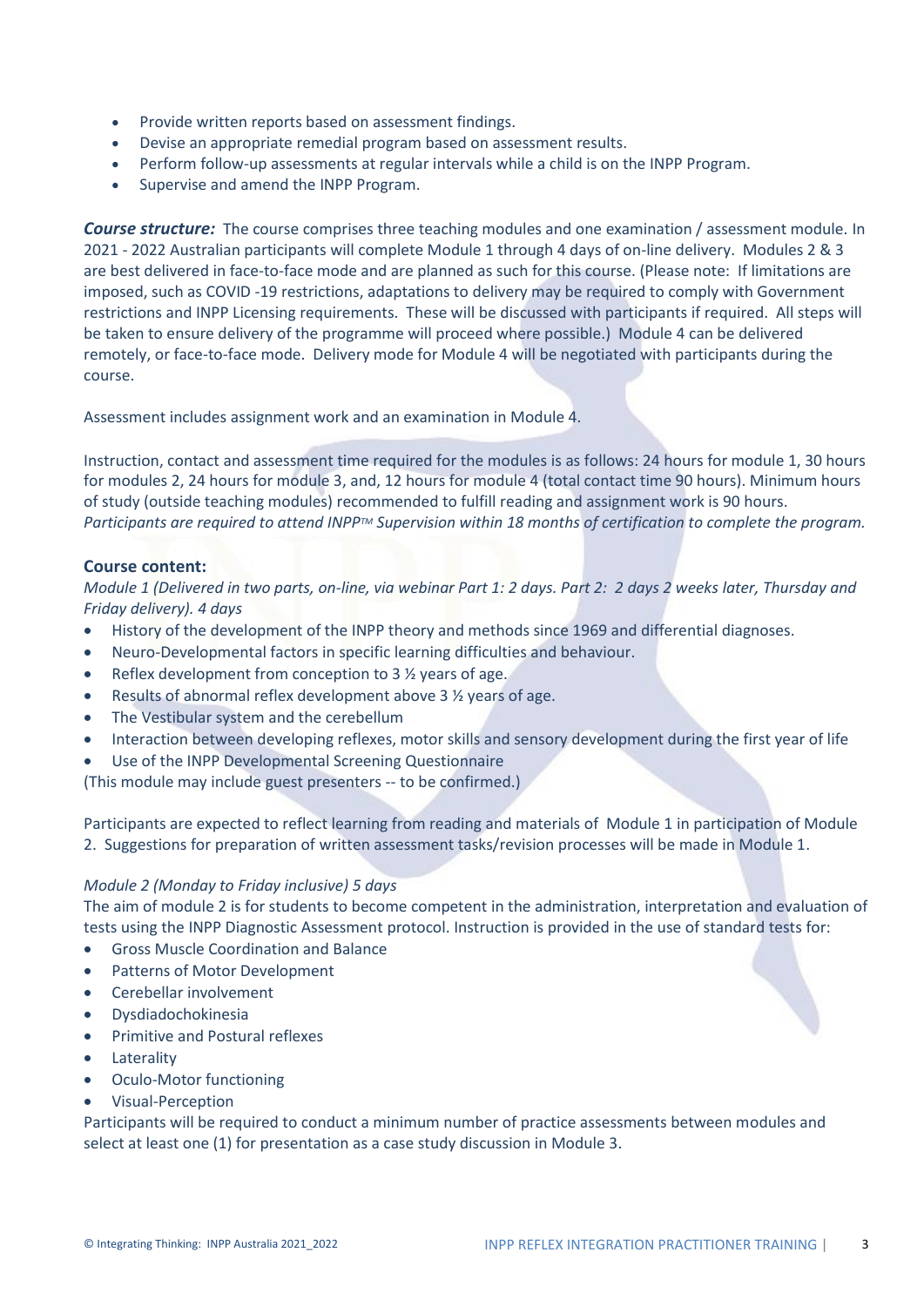- Provide written reports based on assessment findings.
- Devise an appropriate remedial program based on assessment results.
- Perform follow-up assessments at regular intervals while a child is on the INPP Program.
- Supervise and amend the INPP Program.

***Course structure:*** The course comprises three teaching modules and one examination / assessment module. In 2021 - 2022 Australian participants will complete Module 1 through 4 days of on-line delivery. Modules 2 & 3 are best delivered in face-to-face mode and are planned as such for this course. (Please note: If limitations are imposed, such as COVID -19 restrictions, adaptations to delivery may be required to comply with Government restrictions and INPP Licensing requirements. These will be discussed with participants if required. All steps will be taken to ensure delivery of the programme will proceed where possible.) Module 4 can be delivered remotely, or face-to-face mode. Delivery mode for Module 4 will be negotiated with participants during the course.

Assessment includes assignment work and an examination in Module 4.

Instruction, contact and assessment time required for the modules is as follows: 24 hours for module 1, 30 hours for modules 2, 24 hours for module 3, and, 12 hours for module 4 (total contact time 90 hours). Minimum hours of study (outside teaching modules) recommended to fulfill reading and assignment work is 90 hours. *Participants are required to attend INPP™ Supervision within 18 months of certification to complete the program.*

**Course content:**

*Module 1 (Delivered in two parts, on-line, via webinar Part 1: 2 days. Part 2: 2 days 2 weeks later, Thursday and Friday delivery). 4 days*

- History of the development of the INPP theory and methods since 1969 and differential diagnoses.
- Neuro-Developmental factors in specific learning difficulties and behaviour.
- Reflex development from conception to 3 ½ years of age.
- Results of abnormal reflex development above 3 ½ years of age.
- The Vestibular system and the cerebellum
- Interaction between developing reflexes, motor skills and sensory development during the first year of life
- Use of the INPP Developmental Screening Questionnaire

(This module may include guest presenters -- to be confirmed.)

Participants are expected to reflect learning from reading and materials of Module 1 in participation of Module 2. Suggestions for preparation of written assessment tasks/revision processes will be made in Module 1.

*Module 2 (Monday to Friday inclusive) 5 days*

The aim of module 2 is for students to become competent in the administration, interpretation and evaluation of tests using the INPP Diagnostic Assessment protocol. Instruction is provided in the use of standard tests for:

- Gross Muscle Coordination and Balance
- Patterns of Motor Development
- Cerebellar involvement
- Dysdiadochokinesia
- Primitive and Postural reflexes
- Laterality
- Oculo-Motor functioning
- Visual-Perception

Participants will be required to conduct a minimum number of practice assessments between modules and select at least one (1) for presentation as a case study discussion in Module 3.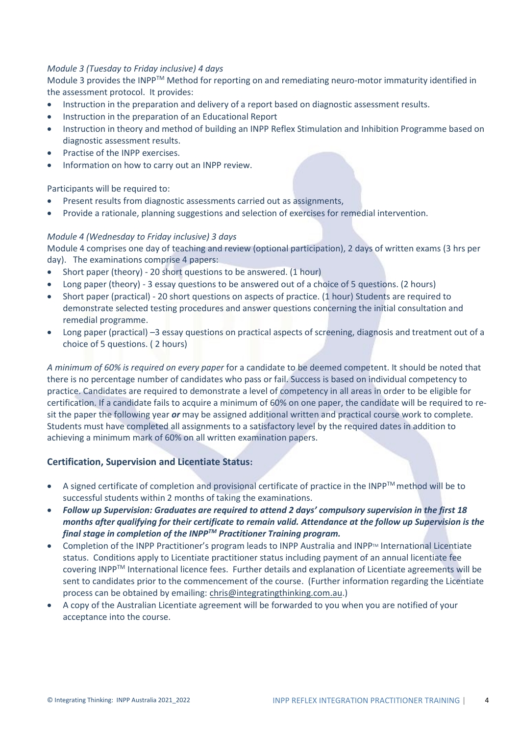*Module 3 (Tuesday to Friday inclusive) 4 days*
Module 3 provides the INPP™ Method for reporting on and remediating neuro-motor immaturity identified in the assessment protocol. It provides:

- Instruction in the preparation and delivery of a report based on diagnostic assessment results.
- Instruction in the preparation of an Educational Report
- Instruction in theory and method of building an INPP Reflex Stimulation and Inhibition Programme based on diagnostic assessment results.
- Practise of the INPP exercises.
- Information on how to carry out an INPP review.

Participants will be required to:

- Present results from diagnostic assessments carried out as assignments,
- Provide a rationale, planning suggestions and selection of exercises for remedial intervention.

*Module 4 (Wednesday to Friday inclusive) 3 days*
Module 4 comprises one day of teaching and review (optional participation), 2 days of written exams (3 hrs per day). The examinations comprise 4 papers:

- Short paper (theory) - 20 short questions to be answered. (1 hour)
- Long paper (theory) - 3 essay questions to be answered out of a choice of 5 questions. (2 hours)
- Short paper (practical) - 20 short questions on aspects of practice. (1 hour) Students are required to demonstrate selected testing procedures and answer questions concerning the initial consultation and remedial programme.
- Long paper (practical) –3 essay questions on practical aspects of screening, diagnosis and treatment out of a choice of 5 questions. ( 2 hours)

*A minimum of 60% is required on every paper* for a candidate to be deemed competent. It should be noted that there is no percentage number of candidates who pass or fail. Success is based on individual competency to practice. Candidates are required to demonstrate a level of competency in all areas in order to be eligible for certification. If a candidate fails to acquire a minimum of 60% on one paper, the candidate will be required to re-sit the paper the following year ***or*** may be assigned additional written and practical course work to complete. Students must have completed all assignments to a satisfactory level by the required dates in addition to achieving a minimum mark of 60% on all written examination papers.

### Certification, Supervision and Licentiate Status:

- A signed certificate of completion and provisional certificate of practice in the INPP™ method will be to successful students within 2 months of taking the examinations.
- ***Follow up Supervision: Graduates are required to attend 2 days' compulsory supervision in the first 18 months after qualifying for their certificate to remain valid. Attendance at the follow up Supervision is the final stage in completion of the INPP™ Practitioner Training program.***
- Completion of the INPP Practitioner's program leads to INPP Australia and INPP™ International Licentiate status. Conditions apply to Licentiate practitioner status including payment of an annual licentiate fee covering INPP™ International licence fees. Further details and explanation of Licentiate agreements will be sent to candidates prior to the commencement of the course. (Further information regarding the Licentiate process can be obtained by emailing: chris@integratingthinking.com.au.)
- A copy of the Australian Licentiate agreement will be forwarded to you when you are notified of your acceptance into the course.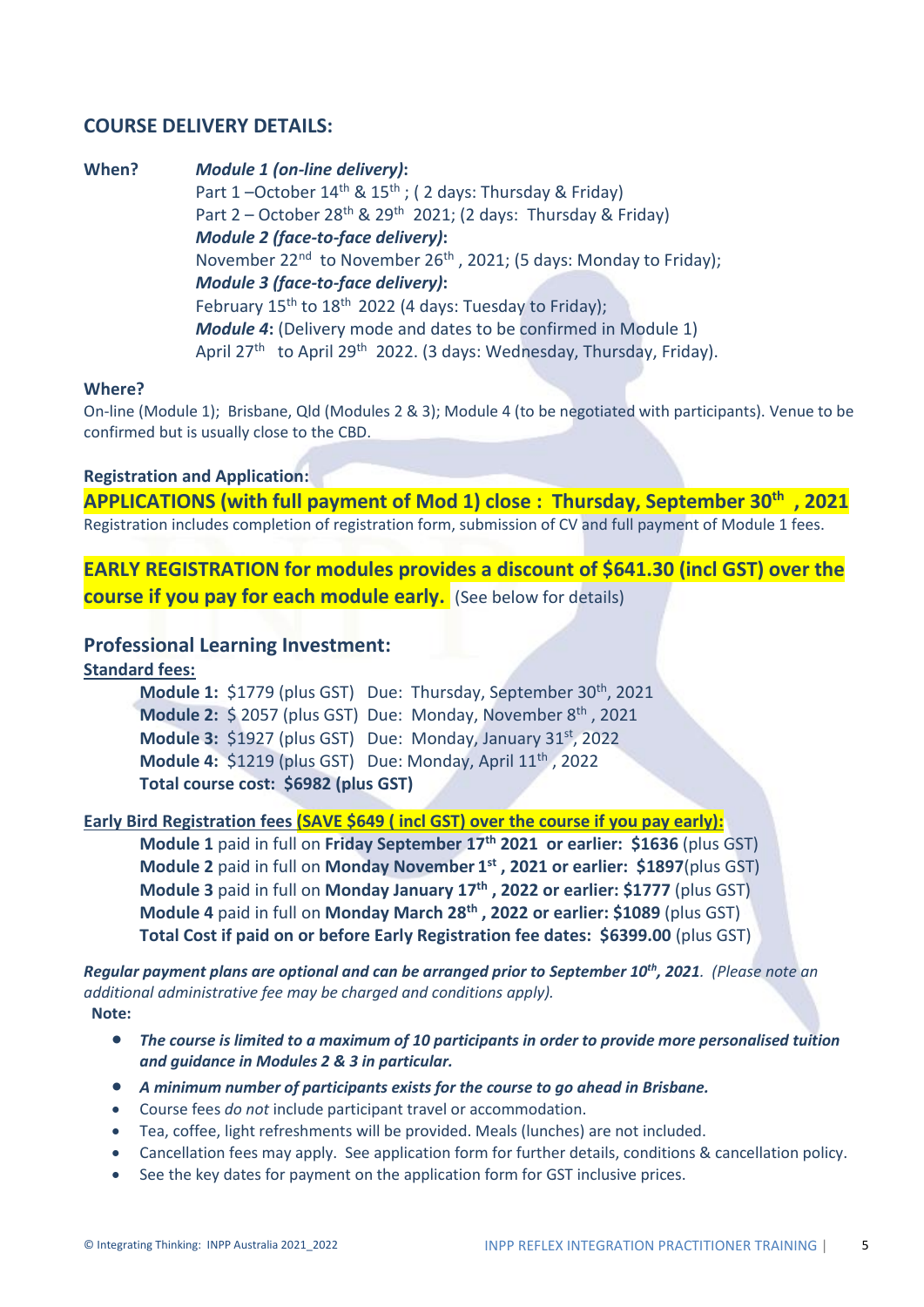## COURSE DELIVERY DETAILS:

**When?** ***Module 1 (on-line delivery)*:**
Part 1 –October 14th & 15th ; ( 2 days: Thursday & Friday)
Part 2 – October 28th & 29th 2021; (2 days: Thursday & Friday)
***Module 2 (face-to-face delivery)*:**
November 22nd to November 26th , 2021; (5 days: Monday to Friday);
***Module 3 (face-to-face delivery)*:**
February 15th to 18th 2022 (4 days: Tuesday to Friday);
***Module 4*:** (Delivery mode and dates to be confirmed in Module 1)
April 27th to April 29th 2022. (3 days: Wednesday, Thursday, Friday).

**Where?**
On-line (Module 1); Brisbane, Qld (Modules 2 & 3); Module 4 (to be negotiated with participants). Venue to be confirmed but is usually close to the CBD.

**Registration and Application:**
**APPLICATIONS (with full payment of Mod 1) close : Thursday, September 30th , 2021**
Registration includes completion of registration form, submission of CV and full payment of Module 1 fees.

**EARLY REGISTRATION for modules provides a discount of $641.30 (incl GST) over the course if you pay for each module early.** (See below for details)

### Professional Learning Investment:

**Standard fees:**

**Module 1:** $1779 (plus GST) Due: Thursday, September 30th, 2021
**Module 2:** $ 2057 (plus GST) Due: Monday, November 8th , 2021
**Module 3:** $1927 (plus GST) Due: Monday, January 31st, 2022
**Module 4:** $1219 (plus GST) Due: Monday, April 11th , 2022
**Total course cost: $6982 (plus GST)**

**Early Bird Registration fees (SAVE $649 ( incl GST) over the course if you pay early):**

**Module 1** paid in full on **Friday September 17th 2021 or earlier: $1636** (plus GST)
**Module 2** paid in full on **Monday November 1st , 2021 or earlier: $1897**(plus GST)
**Module 3** paid in full on **Monday January 17th , 2022 or earlier: $1777** (plus GST)
**Module 4** paid in full on **Monday March 28th , 2022 or earlier: $1089** (plus GST)
**Total Cost if paid on or before Early Registration fee dates: $6399.00** (plus GST)

***Regular payment plans are optional and can be arranged prior to September 10th, 2021.*** *(Please note an additional administrative fee may be charged and conditions apply).*

**Note:**

- ***The course is limited to a maximum of 10 participants in order to provide more personalised tuition and guidance in Modules 2 & 3 in particular.***
- ***A minimum number of participants exists for the course to go ahead in Brisbane.***
- Course fees *do not* include participant travel or accommodation.
- Tea, coffee, light refreshments will be provided. Meals (lunches) are not included.
- Cancellation fees may apply. See application form for further details, conditions & cancellation policy.
- See the key dates for payment on the application form for GST inclusive prices.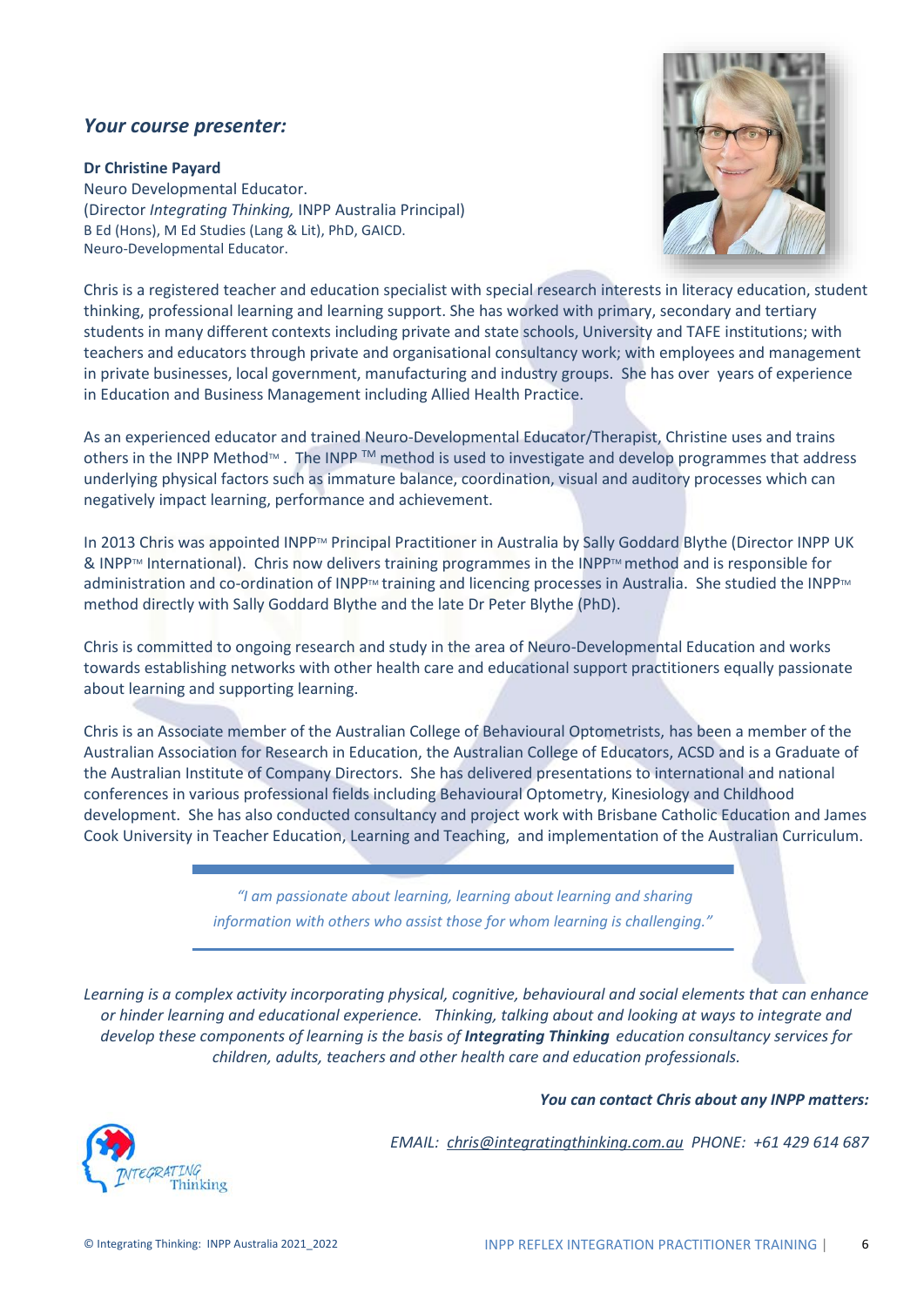*Your course presenter:*

**Dr Christine Payard**
Neuro Developmental Educator.
(Director *Integrating Thinking,* INPP Australia Principal)
B Ed (Hons), M Ed Studies (Lang & Lit), PhD, GAICD.
Neuro-Developmental Educator.

Chris is a registered teacher and education specialist with special research interests in literacy education, student thinking, professional learning and learning support. She has worked with primary, secondary and tertiary students in many different contexts including private and state schools, University and TAFE institutions; with teachers and educators through private and organisational consultancy work; with employees and management in private businesses, local government, manufacturing and industry groups. She has over years of experience in Education and Business Management including Allied Health Practice.

As an experienced educator and trained Neuro-Developmental Educator/Therapist, Christine uses and trains others in the INPP Method™ . The INPP ™ method is used to investigate and develop programmes that address underlying physical factors such as immature balance, coordination, visual and auditory processes which can negatively impact learning, performance and achievement.

In 2013 Chris was appointed INPP™ Principal Practitioner in Australia by Sally Goddard Blythe (Director INPP UK & INPP™ International). Chris now delivers training programmes in the INPP™ method and is responsible for administration and co-ordination of INPP™ training and licencing processes in Australia. She studied the INPP™ method directly with Sally Goddard Blythe and the late Dr Peter Blythe (PhD).

Chris is committed to ongoing research and study in the area of Neuro-Developmental Education and works towards establishing networks with other health care and educational support practitioners equally passionate about learning and supporting learning.

Chris is an Associate member of the Australian College of Behavioural Optometrists, has been a member of the Australian Association for Research in Education, the Australian College of Educators, ACSD and is a Graduate of the Australian Institute of Company Directors. She has delivered presentations to international and national conferences in various professional fields including Behavioural Optometry, Kinesiology and Childhood development. She has also conducted consultancy and project work with Brisbane Catholic Education and James Cook University in Teacher Education, Learning and Teaching, and implementation of the Australian Curriculum.

*"I am passionate about learning, learning about learning and sharing information with others who assist those for whom learning is challenging."*

*Learning is a complex activity incorporating physical, cognitive, behavioural and social elements that can enhance or hinder learning and educational experience. Thinking, talking about and looking at ways to integrate and develop these components of learning is the basis of **Integrating Thinking** education consultancy services for children, adults, teachers and other health care and education professionals.*

***You can contact Chris about any INPP matters:***

*EMAIL: chris@integratingthinking.com.au PHONE: +61 429 614 687*

INTEGRATING Thinking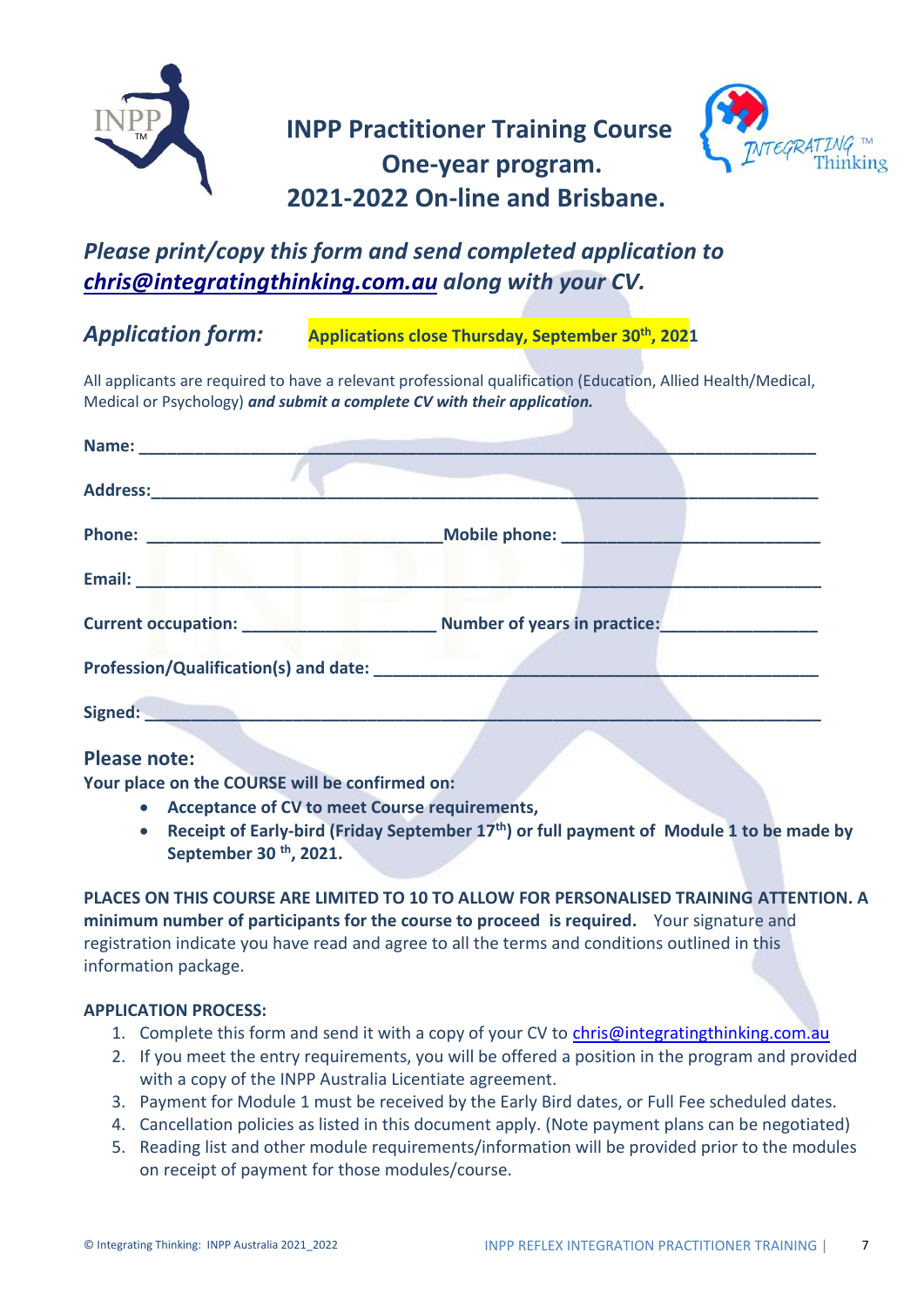# INPP Practitioner Training Course One-year program. 2021-2022 On-line and Brisbane.

## *Please print/copy this form and send completed application to chris@integratingthinking.com.au along with your CV.*

## *Application form:*

**Applications close Thursday, September 30th, 2021**

All applicants are required to have a relevant professional qualification (Education, Allied Health/Medical, Medical or Psychology) ***and submit a complete CV with their application.***

**Name:** ______________________________________________________________________

**Address:**_____________________________________________________________________

**Phone:** _______________________________**Mobile phone:** ___________________________

**Email:** _______________________________________________________________________

**Current occupation:** ____________________ **Number of years in practice:**________________

**Profession/Qualification(s) and date:** _______________________________________________

**Signed:** ______________________________________________________________________

### Please note:

**Your place on the COURSE will be confirmed on:**

- **Acceptance of CV to meet Course requirements,**
- **Receipt of Early-bird (Friday September 17th) or full payment of Module 1 to be made by September 30th, 2021.**

**PLACES ON THIS COURSE ARE LIMITED TO 10 TO ALLOW FOR PERSONALISED TRAINING ATTENTION. A minimum number of participants for the course to proceed is required.** Your signature and registration indicate you have read and agree to all the terms and conditions outlined in this information package.

**APPLICATION PROCESS:**

1. Complete this form and send it with a copy of your CV to chris@integratingthinking.com.au
2. If you meet the entry requirements, you will be offered a position in the program and provided with a copy of the INPP Australia Licentiate agreement.
3. Payment for Module 1 must be received by the Early Bird dates, or Full Fee scheduled dates.
4. Cancellation policies as listed in this document apply. (Note payment plans can be negotiated)
5. Reading list and other module requirements/information will be provided prior to the modules on receipt of payment for those modules/course.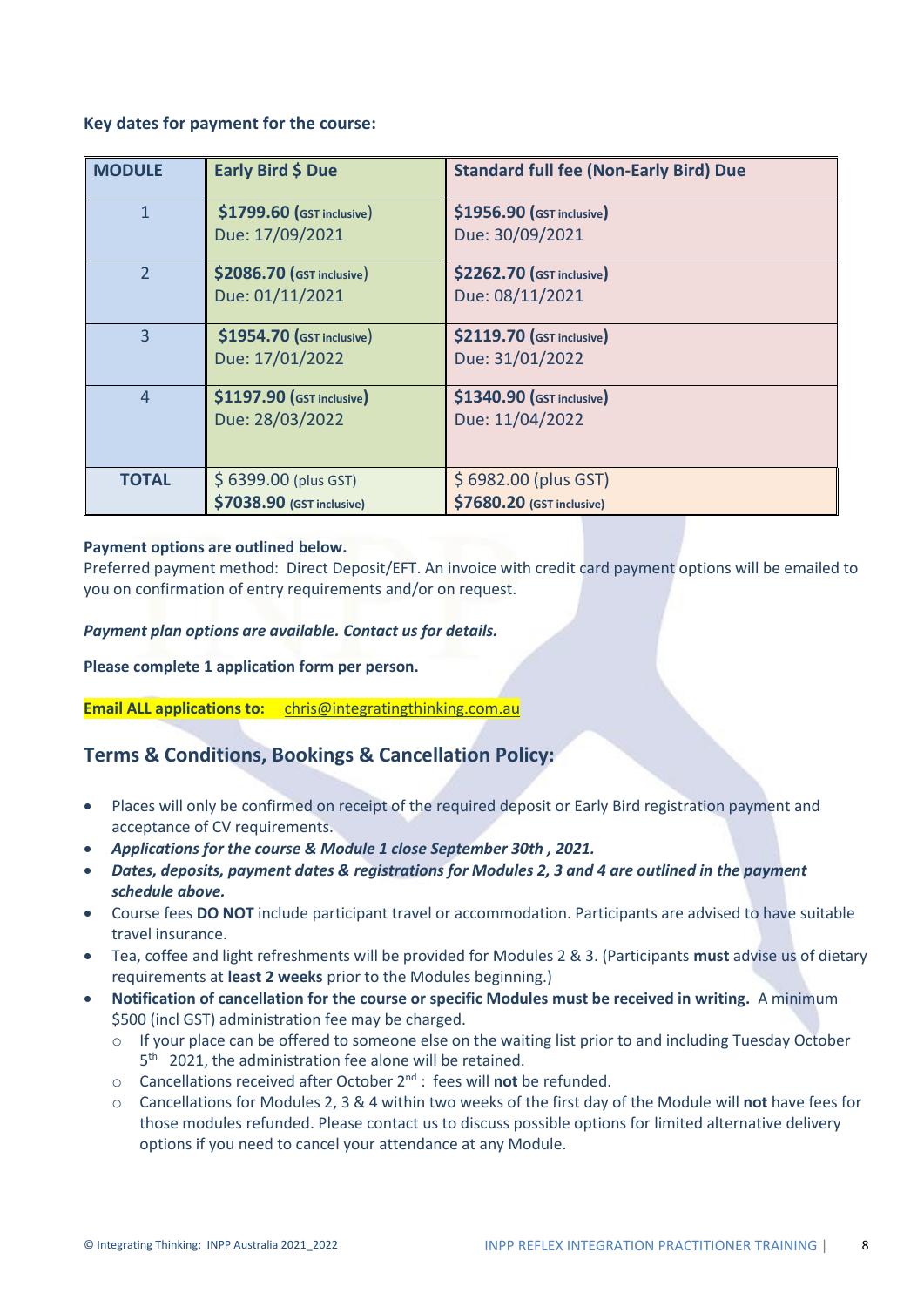**Key dates for payment for the course:**

| MODULE | Early Bird $ Due | Standard full fee (Non-Early Bird) Due |
|---|---|---|
| 1 | **$1799.60** (GST inclusive) Due: 17/09/2021 | **$1956.90** (GST inclusive) Due: 30/09/2021 |
| 2 | **$2086.70** (GST inclusive) Due: 01/11/2021 | **$2262.70** (GST inclusive) Due: 08/11/2021 |
| 3 | **$1954.70** (GST inclusive) Due: 17/01/2022 | **$2119.70** (GST inclusive) Due: 31/01/2022 |
| 4 | **$1197.90** (GST inclusive) Due: 28/03/2022 | **$1340.90** (GST inclusive) Due: 11/04/2022 |
| **TOTAL** | $ 6399.00 (plus GST) **$7038.90** (GST inclusive) | $ 6982.00 (plus GST) **$7680.20** (GST inclusive) |

**Payment options are outlined below.**
Preferred payment method: Direct Deposit/EFT. An invoice with credit card payment options will be emailed to you on confirmation of entry requirements and/or on request.

***Payment plan options are available. Contact us for details.***

**Please complete 1 application form per person.**

**Email ALL applications to:** chris@integratingthinking.com.au

## Terms & Conditions, Bookings & Cancellation Policy:

- Places will only be confirmed on receipt of the required deposit or Early Bird registration payment and acceptance of CV requirements.
- ***Applications for the course & Module 1 close September 30th , 2021.***
- ***Dates, deposits, payment dates & registrations for Modules 2, 3 and 4 are outlined in the payment schedule above.***
- Course fees **DO NOT** include participant travel or accommodation. Participants are advised to have suitable travel insurance.
- Tea, coffee and light refreshments will be provided for Modules 2 & 3. (Participants **must** advise us of dietary requirements at **least 2 weeks** prior to the Modules beginning.)
- **Notification of cancellation for the course or specific Modules must be received in writing.** A minimum $500 (incl GST) administration fee may be charged.
  - If your place can be offered to someone else on the waiting list prior to and including Tuesday October 5th 2021, the administration fee alone will be retained.
  - Cancellations received after October 2nd : fees will **not** be refunded.
  - Cancellations for Modules 2, 3 & 4 within two weeks of the first day of the Module will **not** have fees for those modules refunded. Please contact us to discuss possible options for limited alternative delivery options if you need to cancel your attendance at any Module.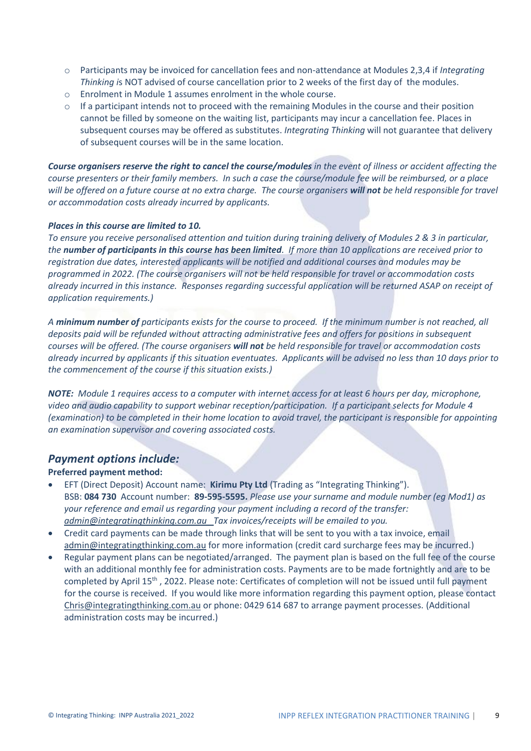- Participants may be invoiced for cancellation fees and non-attendance at Modules 2,3,4 if *Integrating Thinking* is NOT advised of course cancellation prior to 2 weeks of the first day of the modules.
- Enrolment in Module 1 assumes enrolment in the whole course.
- If a participant intends not to proceed with the remaining Modules in the course and their position cannot be filled by someone on the waiting list, participants may incur a cancellation fee. Places in subsequent courses may be offered as substitutes. *Integrating Thinking* will not guarantee that delivery of subsequent courses will be in the same location.

***Course organisers reserve the right to cancel the course/modules*** *in the event of illness or accident affecting the course presenters or their family members. In such a case the course/module fee will be reimbursed, or a place will be offered on a future course at no extra charge. The course organisers* ***will not*** *be held responsible for travel or accommodation costs already incurred by applicants.*

***Places in this course are limited to 10.***

*To ensure you receive personalised attention and tuition during training delivery of Modules 2 & 3 in particular, the* ***number of participants in this course has been limited****. If more than 10 applications are received prior to registration due dates, interested applicants will be notified and additional courses and modules may be programmed in 2022. (The course organisers will not be held responsible for travel or accommodation costs already incurred in this instance. Responses regarding successful application will be returned ASAP on receipt of application requirements.)*

*A* ***minimum number of*** *participants exists for the course to proceed. If the minimum number is not reached, all deposits paid will be refunded without attracting administrative fees and offers for positions in subsequent courses will be offered. (The course organisers* ***will not*** *be held responsible for travel or accommodation costs already incurred by applicants if this situation eventuates. Applicants will be advised no less than 10 days prior to the commencement of the course if this situation exists.)*

***NOTE:*** *Module 1 requires access to a computer with internet access for at least 6 hours per day, microphone, video and audio capability to support webinar reception/participation. If a participant selects for Module 4 (examination) to be completed in their home location to avoid travel, the participant is responsible for appointing an examination supervisor and covering associated costs.*

## *Payment options include:*

**Preferred payment method:**

- EFT (Direct Deposit) Account name: **Kirimu Pty Ltd** (Trading as "Integrating Thinking"). BSB: **084 730** Account number: **89-595-5595.** *Please use your surname and module number (eg Mod1) as your reference and email us regarding your payment including a record of the transfer: admin@integratingthinking.com.au Tax invoices/receipts will be emailed to you.*
- Credit card payments can be made through links that will be sent to you with a tax invoice, email admin@integratingthinking.com.au for more information (credit card surcharge fees may be incurred.)
- Regular payment plans can be negotiated/arranged. The payment plan is based on the full fee of the course with an additional monthly fee for administration costs. Payments are to be made fortnightly and are to be completed by April 15th , 2022. Please note: Certificates of completion will not be issued until full payment for the course is received. If you would like more information regarding this payment option, please contact Chris@integratingthinking.com.au or phone: 0429 614 687 to arrange payment processes. (Additional administration costs may be incurred.)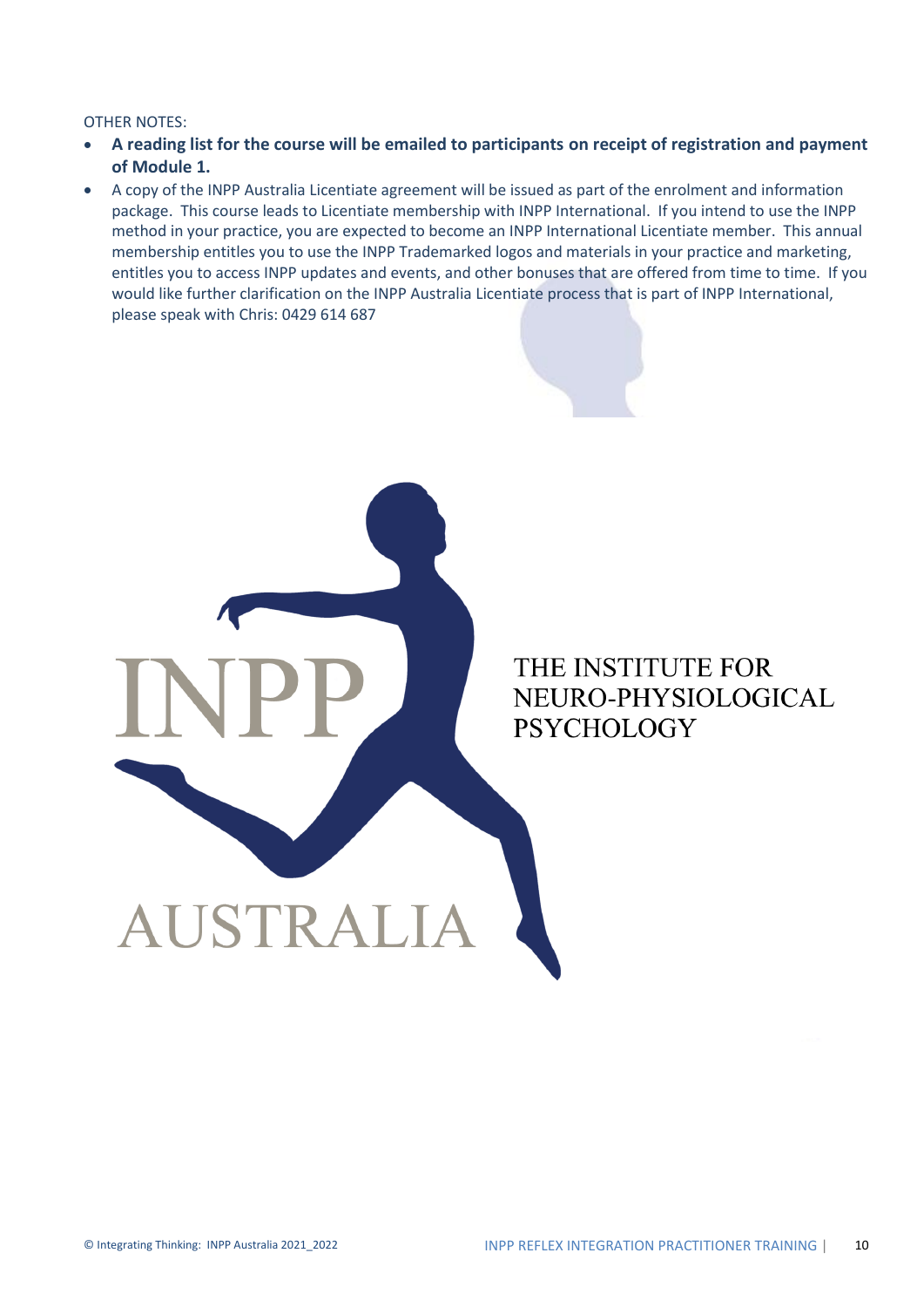OTHER NOTES:

- **A reading list for the course will be emailed to participants on receipt of registration and payment of Module 1.**
- A copy of the INPP Australia Licentiate agreement will be issued as part of the enrolment and information package. This course leads to Licentiate membership with INPP International. If you intend to use the INPP method in your practice, you are expected to become an INPP International Licentiate member. This annual membership entitles you to use the INPP Trademarked logos and materials in your practice and marketing, entitles you to access INPP updates and events, and other bonuses that are offered from time to time. If you would like further clarification on the INPP Australia Licentiate process that is part of INPP International, please speak with Chris: 0429 614 687

INPP

AUSTRALIA

THE INSTITUTE FOR NEURO-PHYSIOLOGICAL PSYCHOLOGY